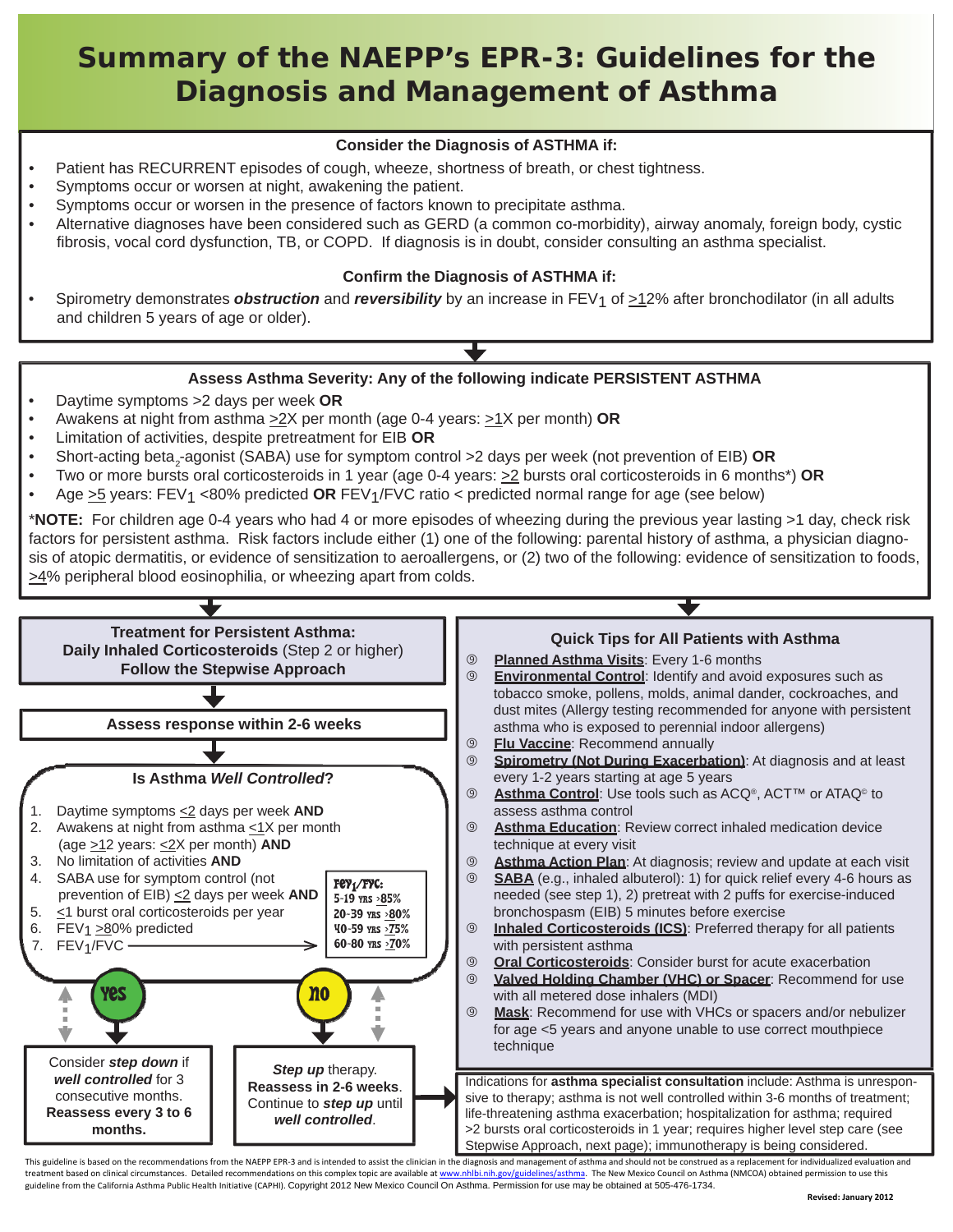# Summary of the NAEPP's EPR-3: Guidelines for the Diagnosis and Management of Asthma

## Consider the Diagnosis of ASTHMA if:

- Patient has RECURRENT episodes of cough, wheeze, shortness of breath, or chest tightness.
- Symptoms occur or worsen at night, awakening the patient.
- Symptoms occur or worsen in the presence of factors known to precipitate asthma.
- Alternative diagnoses have been considered such as GERD (a common co-morbidity), airway anomaly, foreign body, cystic fibrosis, vocal cord dysfunction, TB, or COPD. If diagnosis is in doubt, consider consulting an asthma specialist.

## Confirm the Diagnosis of ASTHMA if:

- Spirometry demonstrates ***obstruction*** and ***reversibility*** by an increase in $FEV_1$ of ≥12% after bronchodilator (in all adults and children 5 years of age or older).

## Assess Asthma Severity: Any of the following indicate PERSISTENT ASTHMA

- Daytime symptoms >2 days per week **OR**
- Awakens at night from asthma ≥2X per month (age 0-4 years: ≥1X per month) **OR**
- Limitation of activities, despite pretreatment for EIB **OR**
- Short-acting $beta_2$-agonist (SABA) use for symptom control >2 days per week (not prevention of EIB) **OR**
- Two or more bursts oral corticosteroids in 1 year (age 0-4 years: ≥2 bursts oral corticosteroids in 6 months*) **OR**
- Age ≥5 years: $FEV_1$ <80% predicted **OR** $FEV_1$/FVC ratio < predicted normal range for age (see below)

***NOTE:** For children age 0-4 years who had 4 or more episodes of wheezing during the previous year lasting >1 day, check risk factors for persistent asthma. Risk factors include either (1) one of the following: parental history of asthma, a physician diagnosis of atopic dermatitis, or evidence of sensitization to aeroallergens, or (2) two of the following: evidence of sensitization to foods, ≥4% peripheral blood eosinophilia, or wheezing apart from colds.

## Treatment for Persistent Asthma: Daily Inhaled Corticosteroids (Step 2 or higher) Follow the Stepwise Approach

**Assess response within 2-6 weeks**

### Is Asthma *Well Controlled*?

1. Daytime symptoms ≤2 days per week **AND**
2. Awakens at night from asthma ≤1X per month (age ≥12 years: ≤2X per month) **AND**
3. No limitation of activities **AND**
4. SABA use for symptom control (not prevention of EIB) ≤2 days per week **AND**
5. ≤1 burst oral corticosteroids per year
6. $FEV_1$ ≥80% predicted
7. $FEV_1$/FVC →

**$FEV_1$/FVC:**
- 5-19 yrs >85%
- 20-39 yrs >80%
- 40-59 yrs >75%
- 60-80 yrs >70%

**Yes:** Consider ***step down*** if ***well controlled*** for 3 consecutive months. **Reassess every 3 to 6 months.**

**No:** ***Step up*** therapy. **Reassess in 2-6 weeks**. Continue to ***step up*** until ***well controlled***.

## Quick Tips for All Patients with Asthma

- **Planned Asthma Visits**: Every 1-6 months
- **Environmental Control**: Identify and avoid exposures such as tobacco smoke, pollens, molds, animal dander, cockroaches, and dust mites (Allergy testing recommended for anyone with persistent asthma who is exposed to perennial indoor allergens)
- **Flu Vaccine**: Recommend annually
- **Spirometry (Not During Exacerbation)**: At diagnosis and at least every 1-2 years starting at age 5 years
- **Asthma Control**: Use tools such as ACQ®, ACT™ or ATAQ© to assess asthma control
- **Asthma Education**: Review correct inhaled medication device technique at every visit
- **Asthma Action Plan**: At diagnosis; review and update at each visit
- **SABA** (e.g., inhaled albuterol): 1) for quick relief every 4-6 hours as needed (see step 1), 2) pretreat with 2 puffs for exercise-induced bronchospasm (EIB) 5 minutes before exercise
- **Inhaled Corticosteroids (ICS)**: Preferred therapy for all patients with persistent asthma
- **Oral Corticosteroids**: Consider burst for acute exacerbation
- **Valved Holding Chamber (VHC) or Spacer**: Recommend for use with all metered dose inhalers (MDI)
- **Mask**: Recommend for use with VHCs or spacers and/or nebulizer for age <5 years and anyone unable to use correct mouthpiece technique

Indications for **asthma specialist consultation** include: Asthma is unresponsive to therapy; asthma is not well controlled within 3-6 months of treatment; life-threatening asthma exacerbation; hospitalization for asthma; required >2 bursts oral corticosteroids in 1 year; requires higher level step care (see Stepwise Approach, next page); immunotherapy is being considered.

This guideline is based on the recommendations from the NAEPP EPR-3 and is intended to assist the clinician in the diagnosis and management of asthma and should not be construed as a replacement for individualized evaluation and treatment based on clinical circumstances. Detailed recommendations on this complex topic are available at www.nhlbi.nih.gov/guidelines/asthma. The New Mexico Council on Asthma (NMCOA) obtained permission to use this guideline from the California Asthma Public Health Initiative (CAPHI). Copyright 2012 New Mexico Council On Asthma. Permission for use may be obtained at 505-476-1734.

Revised: January 2012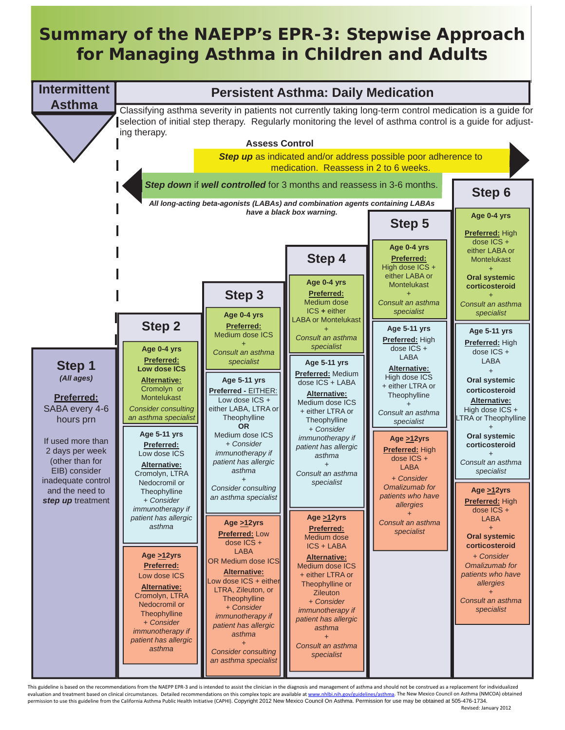# Summary of the NAEPP's EPR-3: Stepwise Approach for Managing Asthma in Children and Adults

## Intermittent Asthma

## Persistent Asthma: Daily Medication

Classifying asthma severity in patients not currently taking long-term control medication is a guide for selection of initial step therapy. Regularly monitoring the level of asthma control is a guide for adjusting therapy.

**Assess Control**

***Step up*** as indicated and/or address possible poor adherence to medication. Reassess in 2 to 6 weeks.

***Step down*** if ***well controlled*** for 3 months and reassess in 3-6 months.

***All long-acting beta-agonists (LABAs) and combination agents containing LABAs have a black box warning.***

### Step 1

*(All ages)*

**Preferred:**
SABA every 4-6 hours prn

If used more than 2 days per week (other than for EIB) consider inadequate control and the need to ***step up*** treatment

### Step 2

**Age 0-4 yrs**

**Preferred:**
**Low dose ICS**

**Alternative:**
Cromolyn or Montelukast

*Consider consulting an asthma specialist*

**Age 5-11 yrs**

**Preferred:**
Low dose ICS

**Alternative:**
Cromolyn, LTRA Nedocromil or Theophylline

*+ Consider immunotherapy if patient has allergic asthma*

**Age >12yrs**

**Preferred:**
Low dose ICS

**Alternative:**
Cromolyn, LTRA Nedocromil or Theophylline

*+ Consider immunotherapy if patient has allergic asthma*

### Step 3

**Age 0-4 yrs**

**Preferred:**
Medium dose ICS
\+
*Consult an asthma specialist*

**Age 5-11 yrs**

**Preferred - EITHER:**
Low dose ICS + either LABA, LTRA or Theophylline
**OR**
Medium dose ICS
*+ Consider immunotherapy if patient has allergic asthma*
\+
*Consider consulting an asthma specialist*

**Age >12yrs**

**Preferred:** Low dose ICS + LABA
OR Medium dose ICS

**Alternative:**
Low dose ICS + either LTRA, Zileuton, or Theophylline
*+ Consider immunotherapy if patient has allergic asthma*
\+
*Consider consulting an asthma specialist*

### Step 4

**Age 0-4 yrs**

**Preferred:**
Medium dose ICS **+** either LABA or Montelukast
\+
*Consult an asthma specialist*

**Age 5-11 yrs**

**Preferred:** Medium dose ICS + LABA

**Alternative:**
Medium dose ICS + either LTRA or Theophylline
*+ Consider immunotherapy if patient has allergic asthma*
\+
*Consult an asthma specialist*

**Age >12yrs**

**Preferred:**
Medium dose ICS + LABA

**Alternative:**
Medium dose ICS + either LTRA or Theophylline or Zileuton
*+ Consider immunotherapy if patient has allergic asthma*
\+
*Consult an asthma specialist*

### Step 5

**Age 0-4 yrs**

**Preferred:**
High dose ICS + either LABA or Montelukast
\+
*Consult an asthma specialist*

**Age 5-11 yrs**

**Preferred:** High dose ICS + LABA

**Alternative:**
High dose ICS + either LTRA or Theophylline
\+
*Consult an asthma specialist*

**Age >12yrs**

**Preferred:** High dose ICS + LABA
*+ Consider Omalizumab for patients who have allergies*
\+
*Consult an asthma specialist*

### Step 6

**Age 0-4 yrs**

**Preferred:** High dose ICS + either LABA or Montelukast
\+
**Oral systemic corticosteroid**
\+
*Consult an asthma specialist*

**Age 5-11 yrs**

**Preferred:** High dose ICS + LABA
\+
**Oral systemic corticosteroid**

**Alternative:**
High dose ICS + LTRA or Theophylline
\+
**Oral systemic corticosteroid**
\+
*Consult an asthma specialist*

**Age >12yrs**

**Preferred:** High dose ICS + LABA
\+
**Oral systemic corticosteroid**
*+ Consider Omalizumab for patients who have allergies*
\+
*Consult an asthma specialist*

---

This guideline is based on the recommendations from the NAEPP EPR-3 and is intended to assist the clinician in the diagnosis and management of asthma and should not be construed as a replacement for individualized evaluation and treatment based on clinical circumstances. Detailed recommendations on this complex topic are available at www.nhlbi.nih.gov/guidelines/asthma. The New Mexico Council on Asthma (NMCOA) obtained permission to use this guideline from the California Asthma Public Health Initiative (CAPHI). Copyright 2012 New Mexico Council On Asthma. Permission for use may be obtained at 505-476-1734.

Revised: January 2012